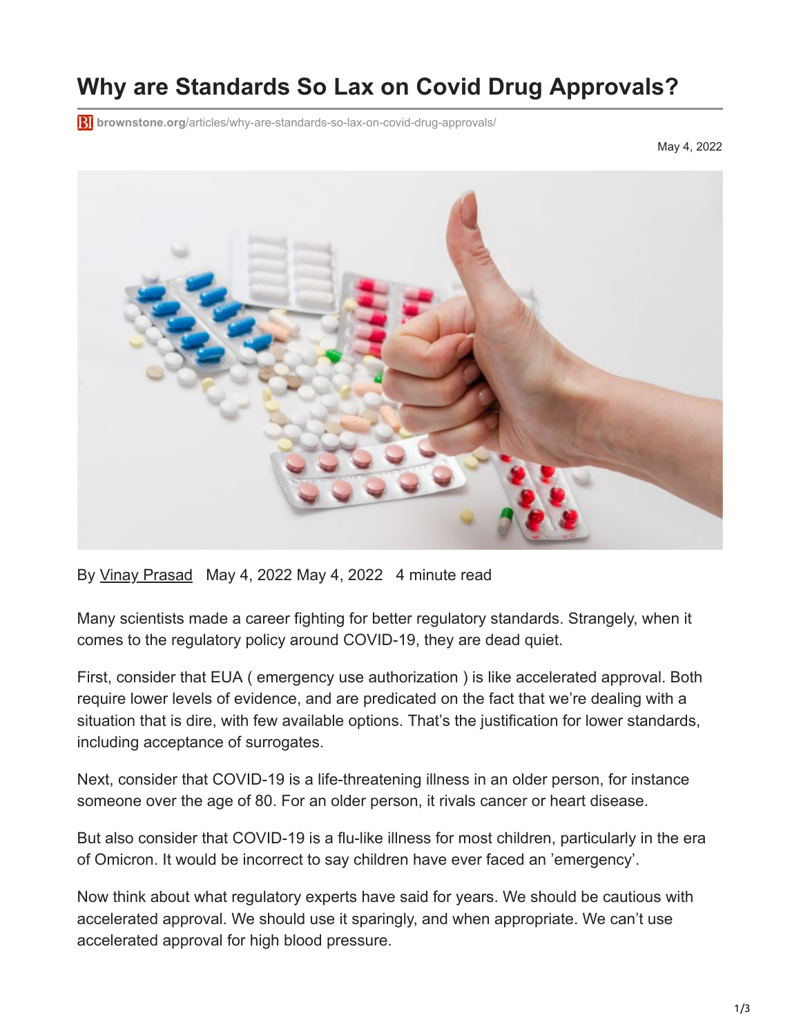# Why are Standards So Lax on Covid Drug Approvals?

brownstone.org/articles/why-are-standards-so-lax-on-covid-drug-approvals/

May 4, 2022

By Vinay Prasad   May 4, 2022 May 4, 2022   4 minute read

Many scientists made a career fighting for better regulatory standards. Strangely, when it comes to the regulatory policy around COVID-19, they are dead quiet.

First, consider that EUA ( emergency use authorization ) is like accelerated approval. Both require lower levels of evidence, and are predicated on the fact that we're dealing with a situation that is dire, with few available options. That's the justification for lower standards, including acceptance of surrogates.

Next, consider that COVID-19 is a life-threatening illness in an older person, for instance someone over the age of 80. For an older person, it rivals cancer or heart disease.

But also consider that COVID-19 is a flu-like illness for most children, particularly in the era of Omicron. It would be incorrect to say children have ever faced an 'emergency'.

Now think about what regulatory experts have said for years. We should be cautious with accelerated approval. We should use it sparingly, and when appropriate. We can't use accelerated approval for high blood pressure.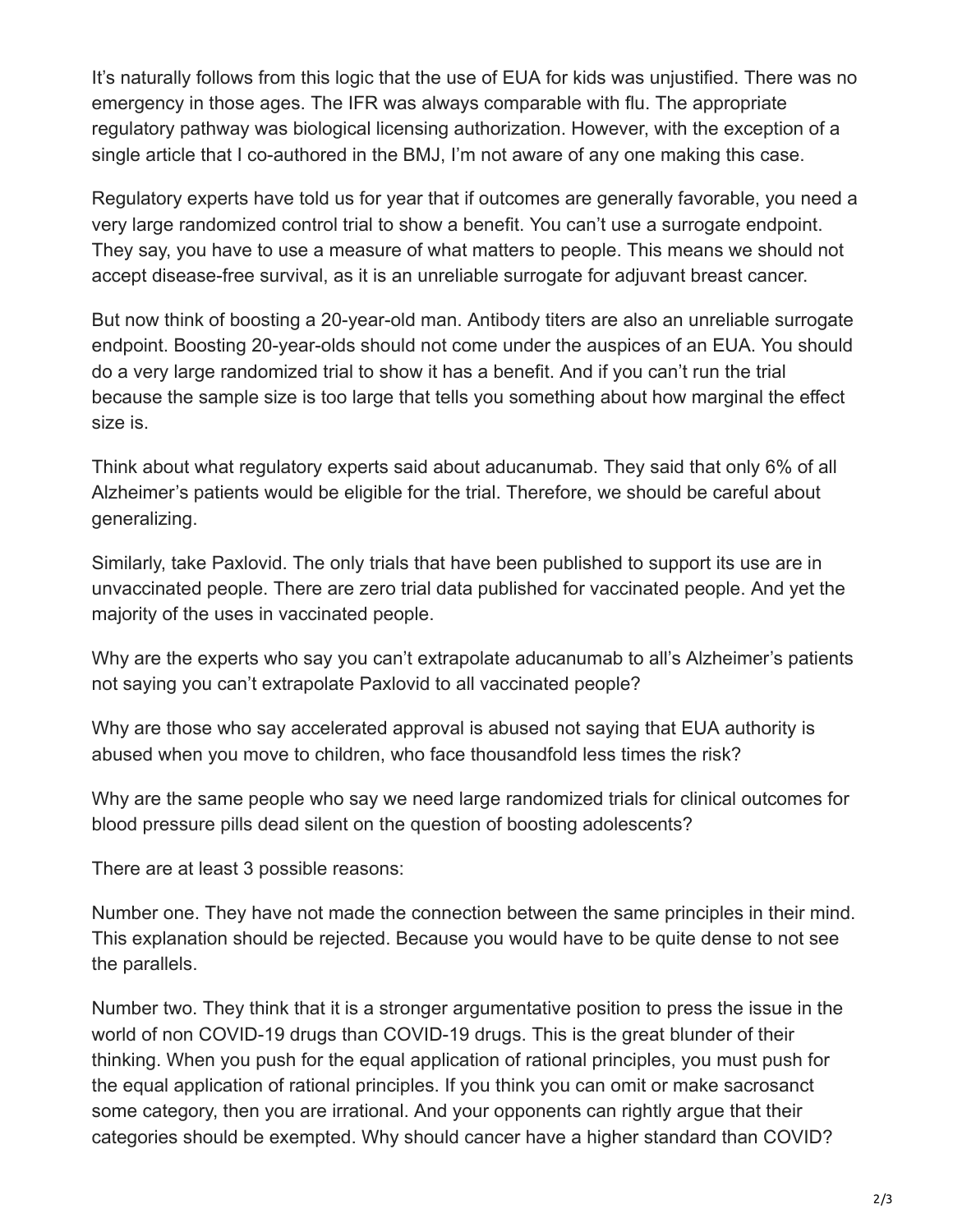It's naturally follows from this logic that the use of EUA for kids was unjustified. There was no emergency in those ages. The IFR was always comparable with flu. The appropriate regulatory pathway was biological licensing authorization. However, with the exception of a single article that I co-authored in the BMJ, I'm not aware of any one making this case.

Regulatory experts have told us for year that if outcomes are generally favorable, you need a very large randomized control trial to show a benefit. You can't use a surrogate endpoint. They say, you have to use a measure of what matters to people. This means we should not accept disease-free survival, as it is an unreliable surrogate for adjuvant breast cancer.

But now think of boosting a 20-year-old man. Antibody titers are also an unreliable surrogate endpoint. Boosting 20-year-olds should not come under the auspices of an EUA. You should do a very large randomized trial to show it has a benefit. And if you can't run the trial because the sample size is too large that tells you something about how marginal the effect size is.

Think about what regulatory experts said about aducanumab. They said that only 6% of all Alzheimer's patients would be eligible for the trial. Therefore, we should be careful about generalizing.

Similarly, take Paxlovid. The only trials that have been published to support its use are in unvaccinated people. There are zero trial data published for vaccinated people. And yet the majority of the uses in vaccinated people.

Why are the experts who say you can't extrapolate aducanumab to all's Alzheimer's patients not saying you can't extrapolate Paxlovid to all vaccinated people?

Why are those who say accelerated approval is abused not saying that EUA authority is abused when you move to children, who face thousandfold less times the risk?

Why are the same people who say we need large randomized trials for clinical outcomes for blood pressure pills dead silent on the question of boosting adolescents?

There are at least 3 possible reasons:

Number one. They have not made the connection between the same principles in their mind. This explanation should be rejected. Because you would have to be quite dense to not see the parallels.

Number two. They think that it is a stronger argumentative position to press the issue in the world of non COVID-19 drugs than COVID-19 drugs. This is the great blunder of their thinking. When you push for the equal application of rational principles, you must push for the equal application of rational principles. If you think you can omit or make sacrosanct some category, then you are irrational. And your opponents can rightly argue that their categories should be exempted. Why should cancer have a higher standard than COVID?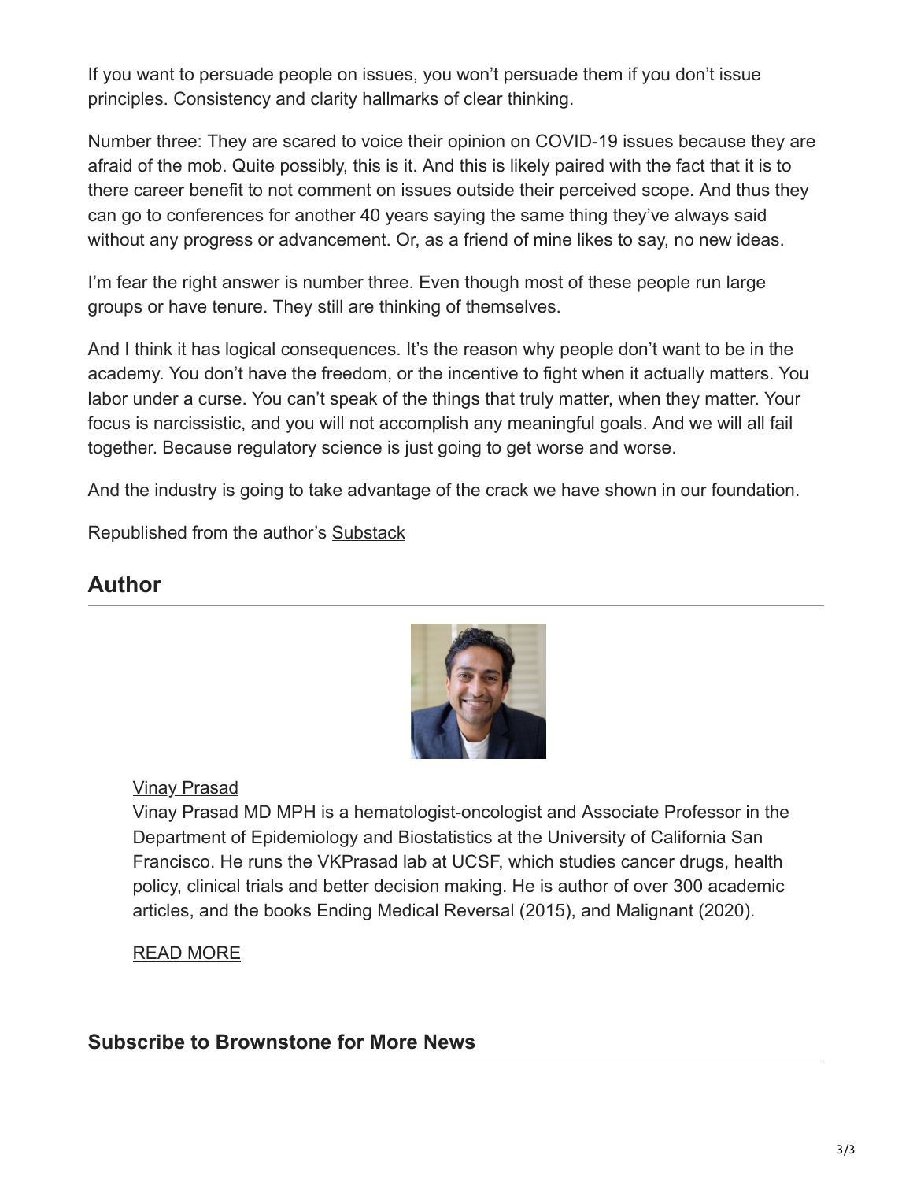If you want to persuade people on issues, you won't persuade them if you don't issue principles. Consistency and clarity hallmarks of clear thinking.

Number three: They are scared to voice their opinion on COVID-19 issues because they are afraid of the mob. Quite possibly, this is it. And this is likely paired with the fact that it is to there career benefit to not comment on issues outside their perceived scope. And thus they can go to conferences for another 40 years saying the same thing they've always said without any progress or advancement. Or, as a friend of mine likes to say, no new ideas.

I'm fear the right answer is number three. Even though most of these people run large groups or have tenure. They still are thinking of themselves.

And I think it has logical consequences. It's the reason why people don't want to be in the academy. You don't have the freedom, or the incentive to fight when it actually matters. You labor under a curse. You can't speak of the things that truly matter, when they matter. Your focus is narcissistic, and you will not accomplish any meaningful goals. And we will all fail together. Because regulatory science is just going to get worse and worse.

And the industry is going to take advantage of the crack we have shown in our foundation.

Republished from the author's Substack

## Author

Vinay Prasad

Vinay Prasad MD MPH is a hematologist-oncologist and Associate Professor in the Department of Epidemiology and Biostatistics at the University of California San Francisco. He runs the VKPrasad lab at UCSF, which studies cancer drugs, health policy, clinical trials and better decision making. He is author of over 300 academic articles, and the books Ending Medical Reversal (2015), and Malignant (2020).

READ MORE

## Subscribe to Brownstone for More News